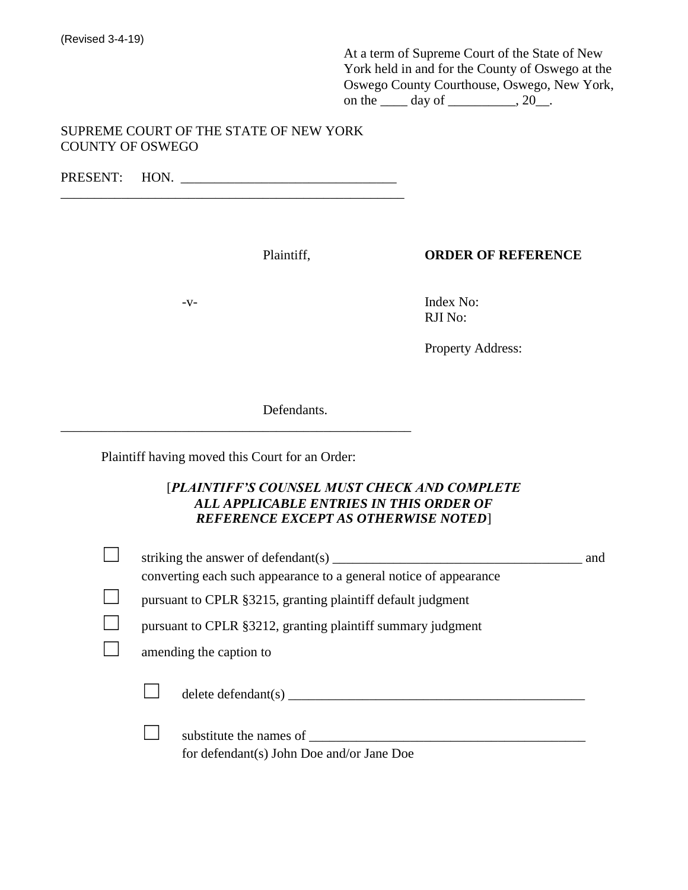(Revised 3-4-19)

At a term of Supreme Court of the State of New York held in and for the County of Oswego at the Oswego County Courthouse, Oswego, New York, on the ____ day of __________, 20__.

SUPREME COURT OF THE STATE OF NEW YORK
COUNTY OF OSWEGO

PRESENT: HON. ________________________________

______________________________________________________

Plaintiff,

**ORDER OF REFERENCE**

-v-

Index No:
RJI No:

Property Address:

Defendants.

______________________________________________________

Plaintiff having moved this Court for an Order:

[***PLAINTIFF'S COUNSEL MUST CHECK AND COMPLETE ALL APPLICABLE ENTRIES IN THIS ORDER OF REFERENCE EXCEPT AS OTHERWISE NOTED***]

☐ striking the answer of defendant(s) ____________________________________ and converting each such appearance to a general notice of appearance

☐ pursuant to CPLR §3215, granting plaintiff default judgment

☐ pursuant to CPLR §3212, granting plaintiff summary judgment

☐ amending the caption to

- ☐ delete defendant(s) ____________________________________________

- ☐ substitute the names of _________________________________________ for defendant(s) John Doe and/or Jane Doe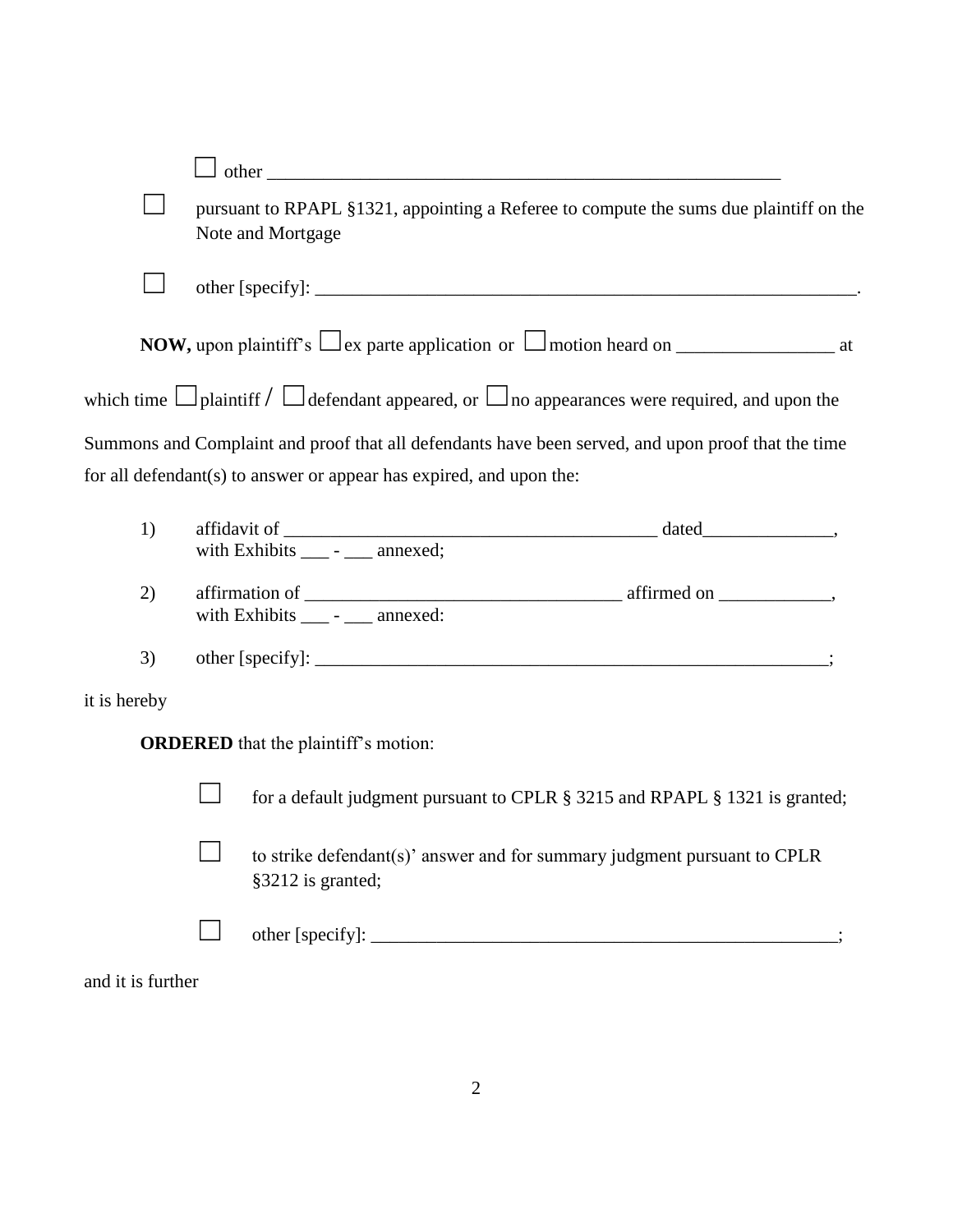☐ other ________________________________________________________

☐ pursuant to RPAPL §1321, appointing a Referee to compute the sums due plaintiff on the Note and Mortgage

☐ other [specify]: ____________________________________________________________.

**NOW,** upon plaintiff's ☐ ex parte application or ☐ motion heard on _________________ at which time ☐ plaintiff / ☐ defendant appeared, or ☐ no appearances were required, and upon the Summons and Complaint and proof that all defendants have been served, and upon proof that the time for all defendant(s) to answer or appear has expired, and upon the:

1) affidavit of ________________________________________ dated______________, with Exhibits ___ - ___ annexed;

2) affirmation of __________________________________ affirmed on ____________, with Exhibits ___ - ___ annexed:

3) other [specify]: _________________________________________________________;

it is hereby

**ORDERED** that the plaintiff's motion:

☐ for a default judgment pursuant to CPLR § 3215 and RPAPL § 1321 is granted;

☐ to strike defendant(s)' answer and for summary judgment pursuant to CPLR §3212 is granted;

☐ other [specify]: ___________________________________________________;

and it is further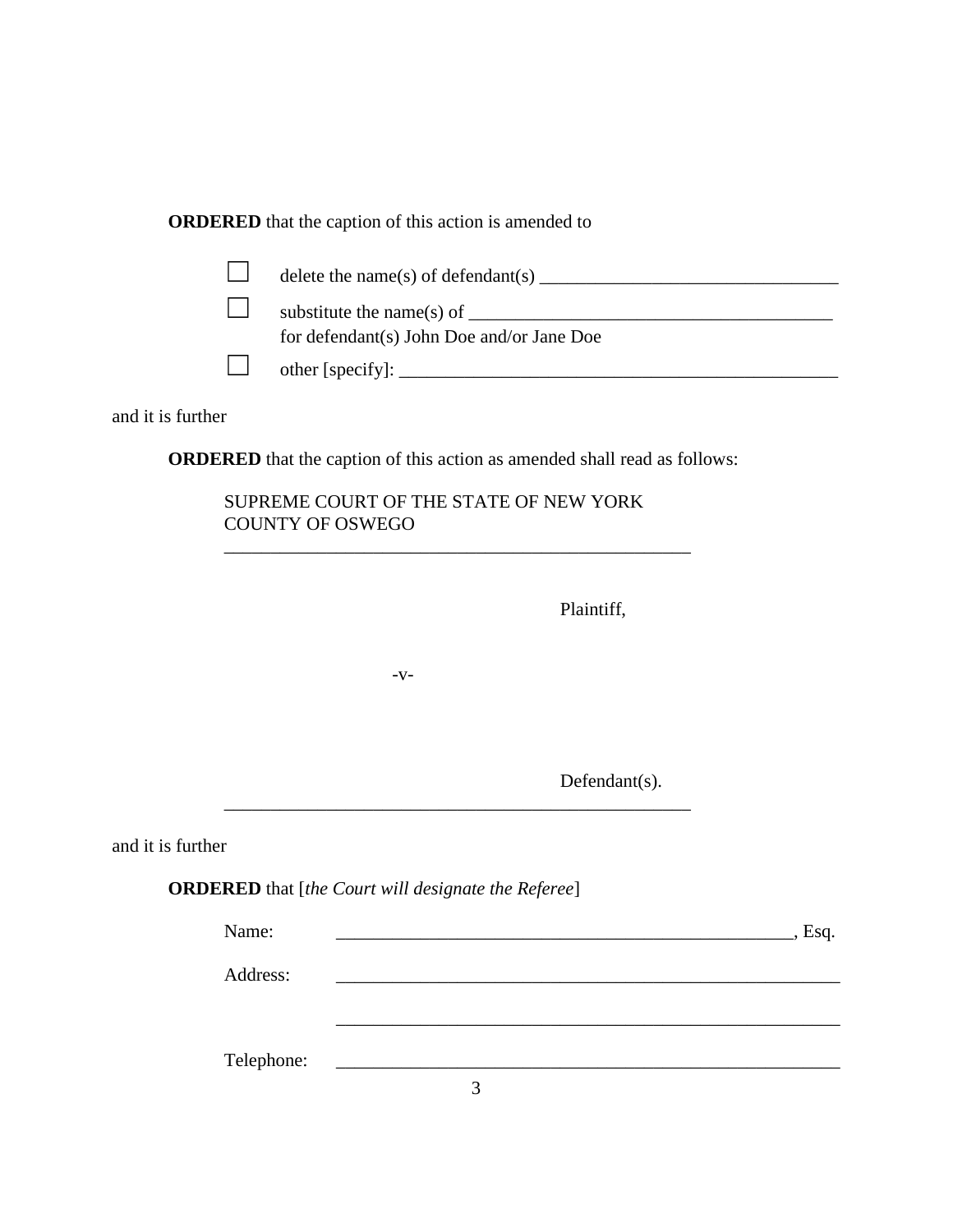**ORDERED** that the caption of this action is amended to

☐ delete the name(s) of defendant(s) ________________________________

☐ substitute the name(s) of ________________________________________
for defendant(s) John Doe and/or Jane Doe

☐ other [specify]: _______________________________________________

and it is further

**ORDERED** that the caption of this action as amended shall read as follows:

SUPREME COURT OF THE STATE OF NEW YORK
COUNTY OF OSWEGO
___________________________________________________

Plaintiff,

-v-

Defendant(s).
___________________________________________________

and it is further

**ORDERED** that [*the Court will designate the Referee*]

Name: ________________________________________________, Esq.

Address: _____________________________________________________

_____________________________________________________

Telephone: _____________________________________________________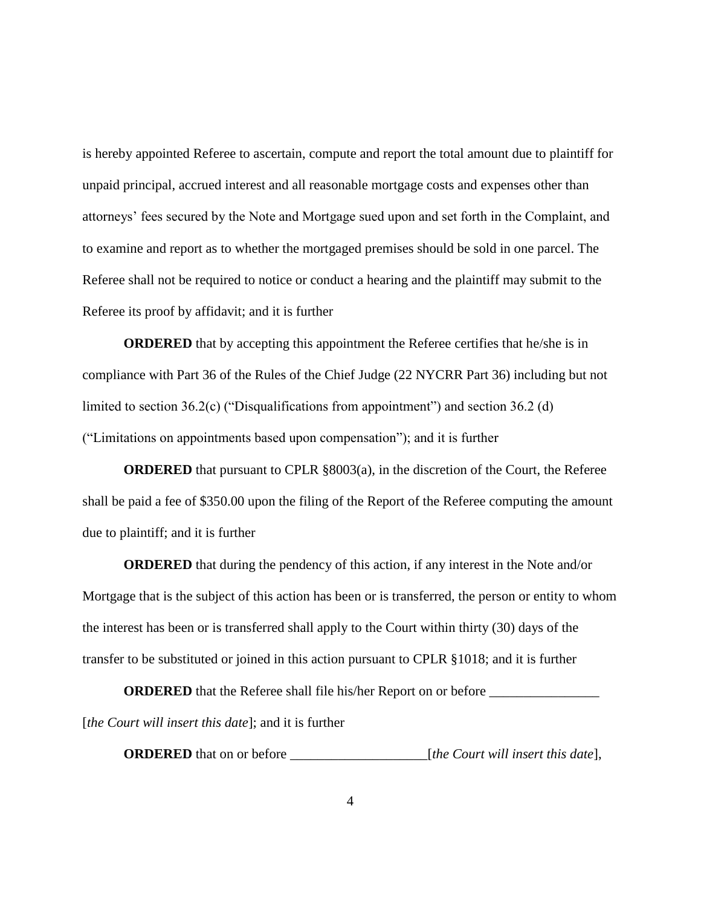is hereby appointed Referee to ascertain, compute and report the total amount due to plaintiff for unpaid principal, accrued interest and all reasonable mortgage costs and expenses other than attorneys' fees secured by the Note and Mortgage sued upon and set forth in the Complaint, and to examine and report as to whether the mortgaged premises should be sold in one parcel. The Referee shall not be required to notice or conduct a hearing and the plaintiff may submit to the Referee its proof by affidavit; and it is further

**ORDERED** that by accepting this appointment the Referee certifies that he/she is in compliance with Part 36 of the Rules of the Chief Judge (22 NYCRR Part 36) including but not limited to section 36.2(c) ("Disqualifications from appointment") and section 36.2 (d) ("Limitations on appointments based upon compensation"); and it is further

**ORDERED** that pursuant to CPLR §8003(a), in the discretion of the Court, the Referee shall be paid a fee of $350.00 upon the filing of the Report of the Referee computing the amount due to plaintiff; and it is further

**ORDERED** that during the pendency of this action, if any interest in the Note and/or Mortgage that is the subject of this action has been or is transferred, the person or entity to whom the interest has been or is transferred shall apply to the Court within thirty (30) days of the transfer to be substituted or joined in this action pursuant to CPLR §1018; and it is further

**ORDERED** that the Referee shall file his/her Report on or before ________________ [*the Court will insert this date*]; and it is further

**ORDERED** that on or before ____________________[*the Court will insert this date*],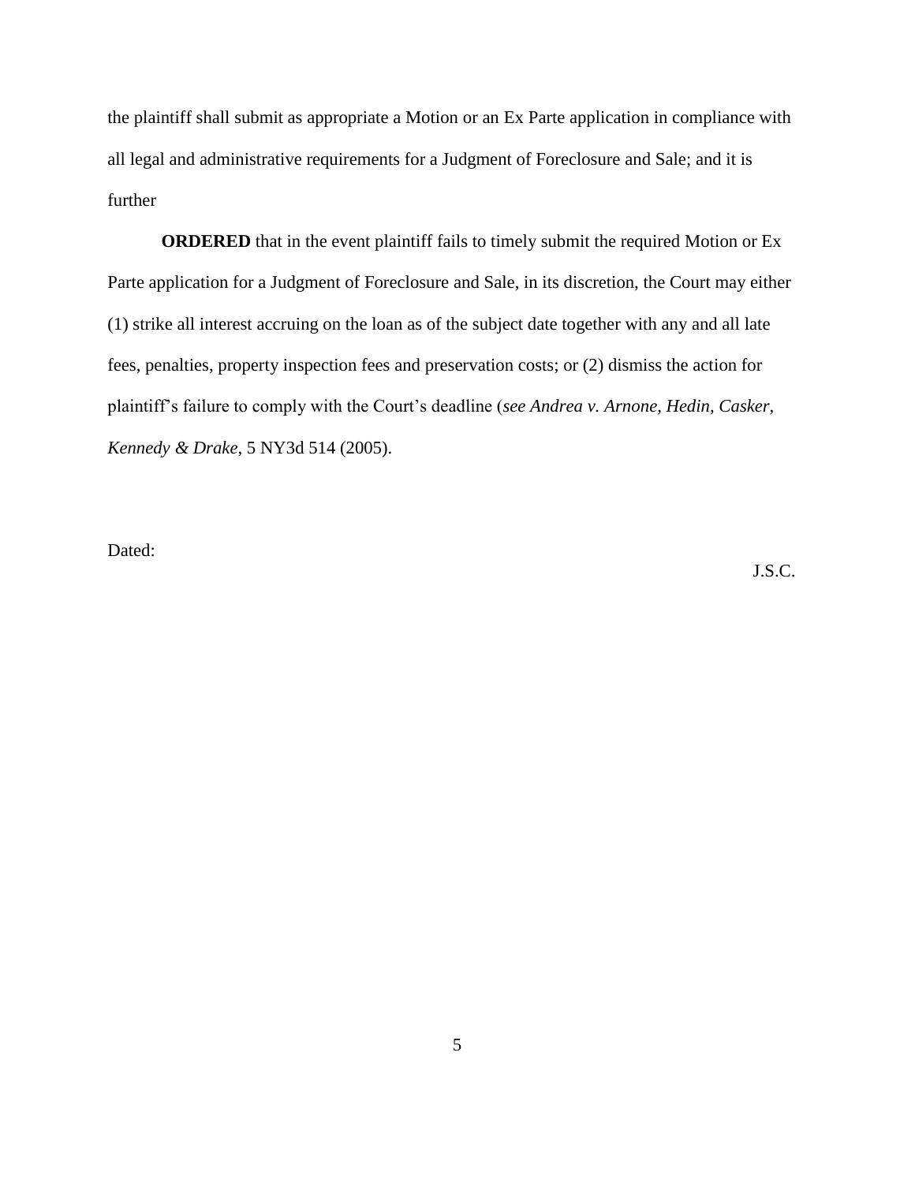the plaintiff shall submit as appropriate a Motion or an Ex Parte application in compliance with all legal and administrative requirements for a Judgment of Foreclosure and Sale; and it is further

**ORDERED** that in the event plaintiff fails to timely submit the required Motion or Ex Parte application for a Judgment of Foreclosure and Sale, in its discretion, the Court may either (1) strike all interest accruing on the loan as of the subject date together with any and all late fees, penalties, property inspection fees and preservation costs; or (2) dismiss the action for plaintiff's failure to comply with the Court's deadline (*see Andrea v. Arnone, Hedin, Casker, Kennedy & Drake*, 5 NY3d 514 (2005).

Dated:

J.S.C.